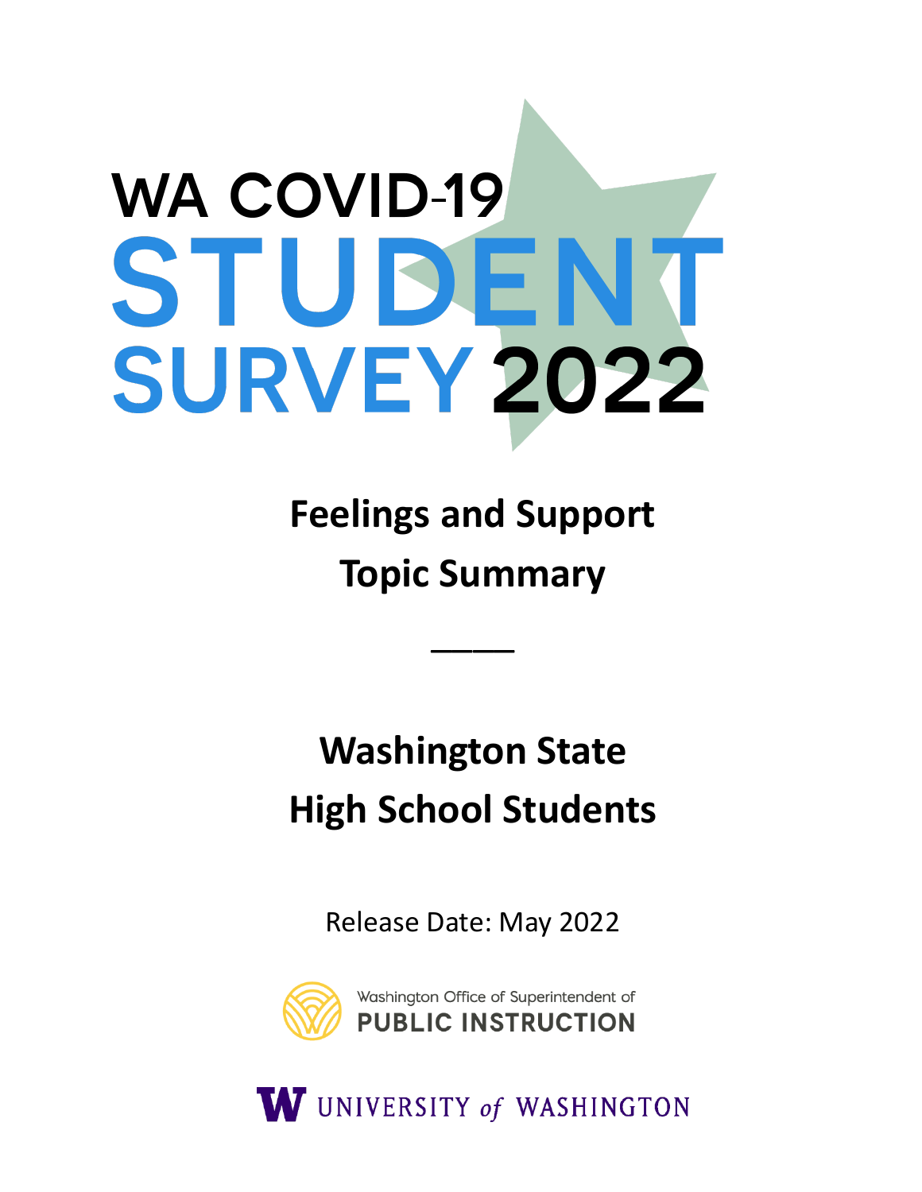# WA COVID-19 STUDENT SURVEY 2022

## Feelings and Support

## Topic Summary

---

## Washington State

## High School Students

Release Date: May 2022

Washington Office of Superintendent of PUBLIC INSTRUCTION

UNIVERSITY of WASHINGTON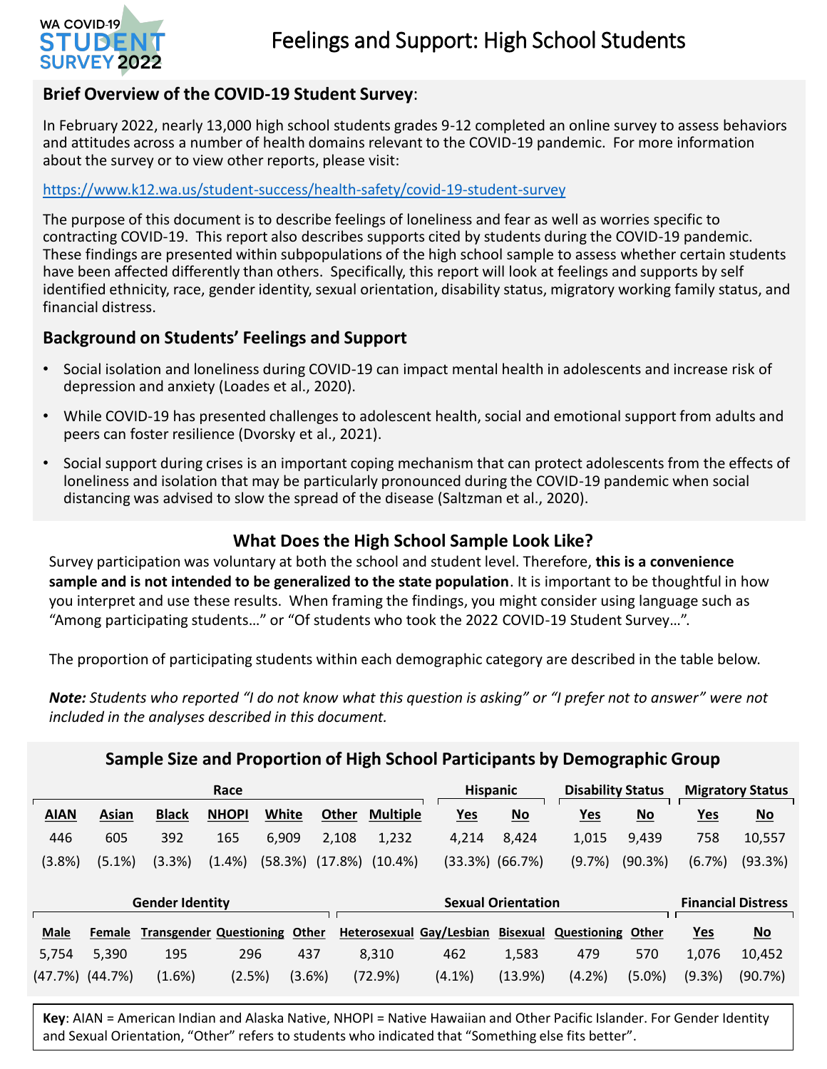WA COVID-19 STUDENT SURVEY 2022

# Feelings and Support: High School Students

## Brief Overview of the COVID-19 Student Survey:

In February 2022, nearly 13,000 high school students grades 9-12 completed an online survey to assess behaviors and attitudes across a number of health domains relevant to the COVID-19 pandemic. For more information about the survey or to view other reports, please visit:

https://www.k12.wa.us/student-success/health-safety/covid-19-student-survey

The purpose of this document is to describe feelings of loneliness and fear as well as worries specific to contracting COVID-19. This report also describes supports cited by students during the COVID-19 pandemic. These findings are presented within subpopulations of the high school sample to assess whether certain students have been affected differently than others. Specifically, this report will look at feelings and supports by self identified ethnicity, race, gender identity, sexual orientation, disability status, migratory working family status, and financial distress.

## Background on Students' Feelings and Support

- Social isolation and loneliness during COVID-19 can impact mental health in adolescents and increase risk of depression and anxiety (Loades et al., 2020).
- While COVID-19 has presented challenges to adolescent health, social and emotional support from adults and peers can foster resilience (Dvorsky et al., 2021).
- Social support during crises is an important coping mechanism that can protect adolescents from the effects of loneliness and isolation that may be particularly pronounced during the COVID-19 pandemic when social distancing was advised to slow the spread of the disease (Saltzman et al., 2020).

## What Does the High School Sample Look Like?

Survey participation was voluntary at both the school and student level. Therefore, **this is a convenience sample and is not intended to be generalized to the state population**. It is important to be thoughtful in how you interpret and use these results. When framing the findings, you might consider using language such as "Among participating students…" or "Of students who took the 2022 COVID-19 Student Survey…".

The proportion of participating students within each demographic category are described in the table below.

***Note:*** *Students who reported "I do not know what this question is asking" or "I prefer not to answer" were not included in the analyses described in this document.*

### Sample Size and Proportion of High School Participants by Demographic Group

| Race | | | | | | | Hispanic | | Disability Status | | Migratory Status | |
|---|---|---|---|---|---|---|---|---|---|---|---|---|
| AIAN | Asian | Black | NHOPI | White | Other | Multiple | Yes | No | Yes | No | Yes | No |
| 446 | 605 | 392 | 165 | 6,909 | 2,108 | 1,232 | 4,214 | 8,424 | 1,015 | 9,439 | 758 | 10,557 |
| (3.8%) | (5.1%) | (3.3%) | (1.4%) | (58.3%) | (17.8%) | (10.4%) | (33.3%) | (66.7%) | (9.7%) | (90.3%) | (6.7%) | (93.3%) |

| Gender Identity | | | | | Sexual Orientation | | | | | Financial Distress | |
|---|---|---|---|---|---|---|---|---|---|---|---|
| Male | Female | Transgender | Questioning | Other | Heterosexual | Gay/Lesbian | Bisexual | Questioning | Other | Yes | No |
| 5,754 | 5,390 | 195 | 296 | 437 | 8,310 | 462 | 1,583 | 479 | 570 | 1,076 | 10,452 |
| (47.7%) | (44.7%) | (1.6%) | (2.5%) | (3.6%) | (72.9%) | (4.1%) | (13.9%) | (4.2%) | (5.0%) | (9.3%) | (90.7%) |

**Key**: AIAN = American Indian and Alaska Native, NHOPI = Native Hawaiian and Other Pacific Islander. For Gender Identity and Sexual Orientation, "Other" refers to students who indicated that "Something else fits better".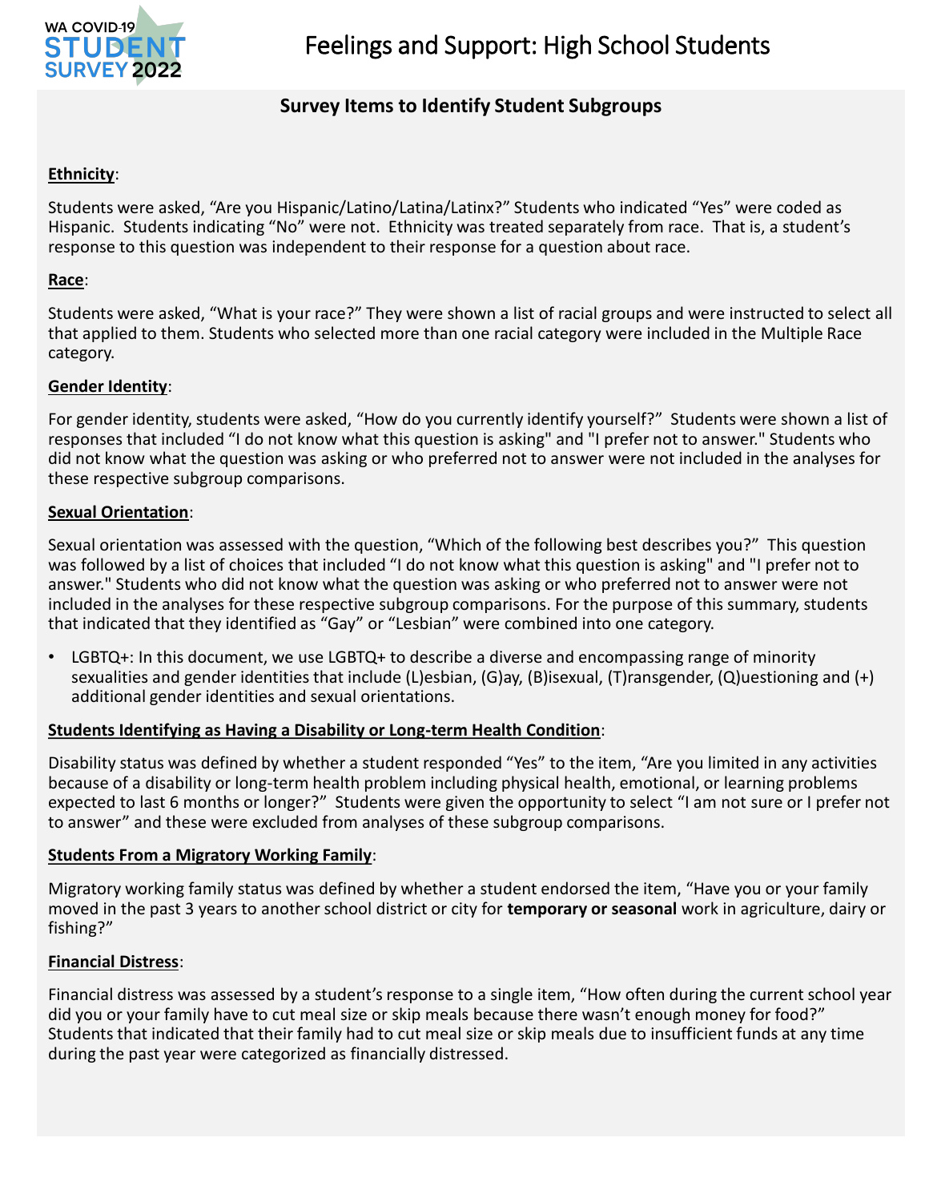# Feelings and Support: High School Students

## Survey Items to Identify Student Subgroups

**Ethnicity**:

Students were asked, "Are you Hispanic/Latino/Latina/Latinx?" Students who indicated "Yes" were coded as Hispanic. Students indicating "No" were not. Ethnicity was treated separately from race. That is, a student's response to this question was independent to their response for a question about race.

**Race**:

Students were asked, "What is your race?" They were shown a list of racial groups and were instructed to select all that applied to them. Students who selected more than one racial category were included in the Multiple Race category.

**Gender Identity**:

For gender identity, students were asked, "How do you currently identify yourself?" Students were shown a list of responses that included "I do not know what this question is asking" and "I prefer not to answer." Students who did not know what the question was asking or who preferred not to answer were not included in the analyses for these respective subgroup comparisons.

**Sexual Orientation**:

Sexual orientation was assessed with the question, "Which of the following best describes you?" This question was followed by a list of choices that included "I do not know what this question is asking" and "I prefer not to answer." Students who did not know what the question was asking or who preferred not to answer were not included in the analyses for these respective subgroup comparisons. For the purpose of this summary, students that indicated that they identified as "Gay" or "Lesbian" were combined into one category.

- LGBTQ+: In this document, we use LGBTQ+ to describe a diverse and encompassing range of minority sexualities and gender identities that include (L)esbian, (G)ay, (B)isexual, (T)ransgender, (Q)uestioning and (+) additional gender identities and sexual orientations.

**Students Identifying as Having a Disability or Long-term Health Condition**:

Disability status was defined by whether a student responded "Yes" to the item, "Are you limited in any activities because of a disability or long-term health problem including physical health, emotional, or learning problems expected to last 6 months or longer?" Students were given the opportunity to select "I am not sure or I prefer not to answer" and these were excluded from analyses of these subgroup comparisons.

**Students From a Migratory Working Family**:

Migratory working family status was defined by whether a student endorsed the item, "Have you or your family moved in the past 3 years to another school district or city for **temporary or seasonal** work in agriculture, dairy or fishing?"

**Financial Distress**:

Financial distress was assessed by a student's response to a single item, "How often during the current school year did you or your family have to cut meal size or skip meals because there wasn't enough money for food?" Students that indicated that their family had to cut meal size or skip meals due to insufficient funds at any time during the past year were categorized as financially distressed.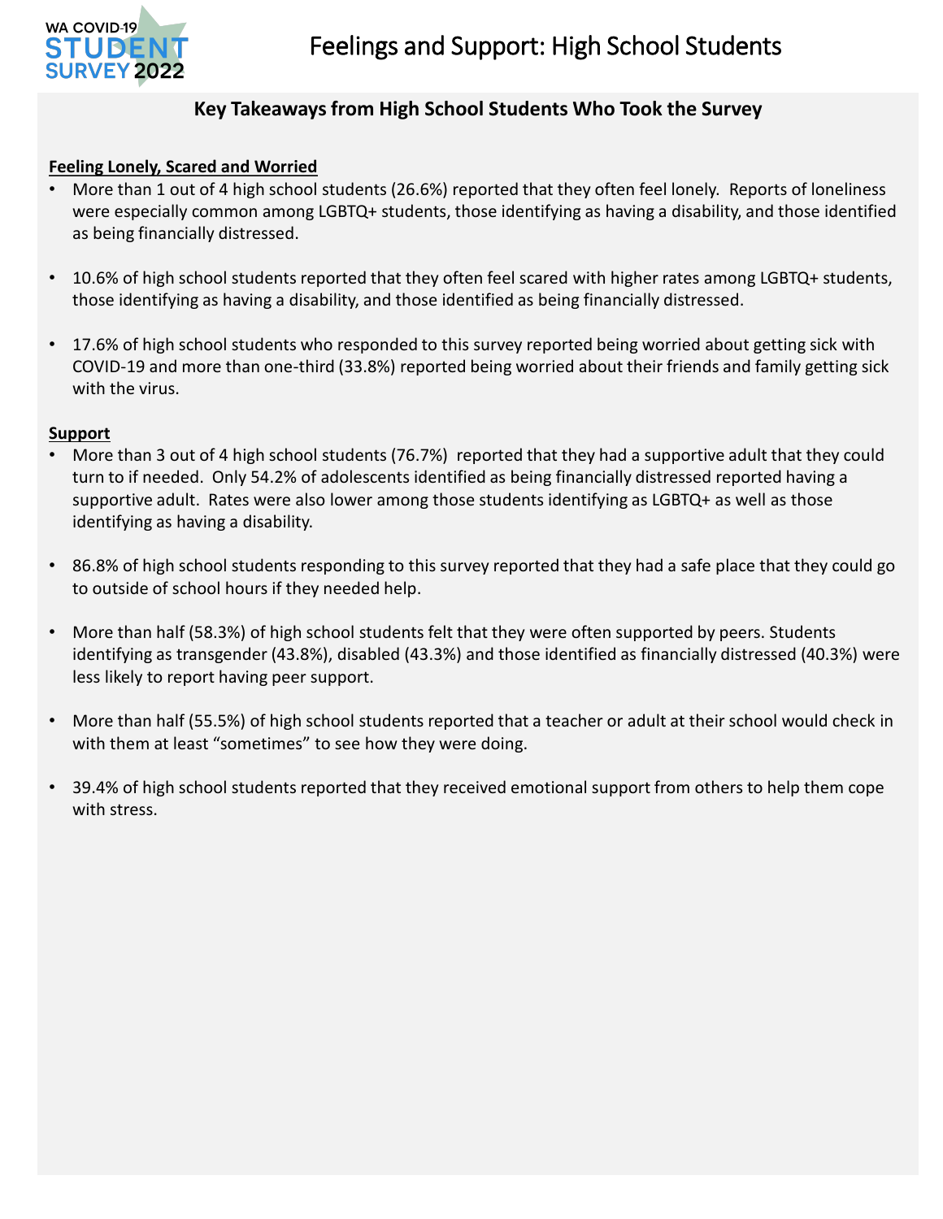# Feelings and Support: High School Students

## Key Takeaways from High School Students Who Took the Survey

**Feeling Lonely, Scared and Worried**

- More than 1 out of 4 high school students (26.6%) reported that they often feel lonely. Reports of loneliness were especially common among LGBTQ+ students, those identifying as having a disability, and those identified as being financially distressed.
- 10.6% of high school students reported that they often feel scared with higher rates among LGBTQ+ students, those identifying as having a disability, and those identified as being financially distressed.
- 17.6% of high school students who responded to this survey reported being worried about getting sick with COVID-19 and more than one-third (33.8%) reported being worried about their friends and family getting sick with the virus.

**Support**

- More than 3 out of 4 high school students (76.7%) reported that they had a supportive adult that they could turn to if needed. Only 54.2% of adolescents identified as being financially distressed reported having a supportive adult. Rates were also lower among those students identifying as LGBTQ+ as well as those identifying as having a disability.
- 86.8% of high school students responding to this survey reported that they had a safe place that they could go to outside of school hours if they needed help.
- More than half (58.3%) of high school students felt that they were often supported by peers. Students identifying as transgender (43.8%), disabled (43.3%) and those identified as financially distressed (40.3%) were less likely to report having peer support.
- More than half (55.5%) of high school students reported that a teacher or adult at their school would check in with them at least "sometimes" to see how they were doing.
- 39.4% of high school students reported that they received emotional support from others to help them cope with stress.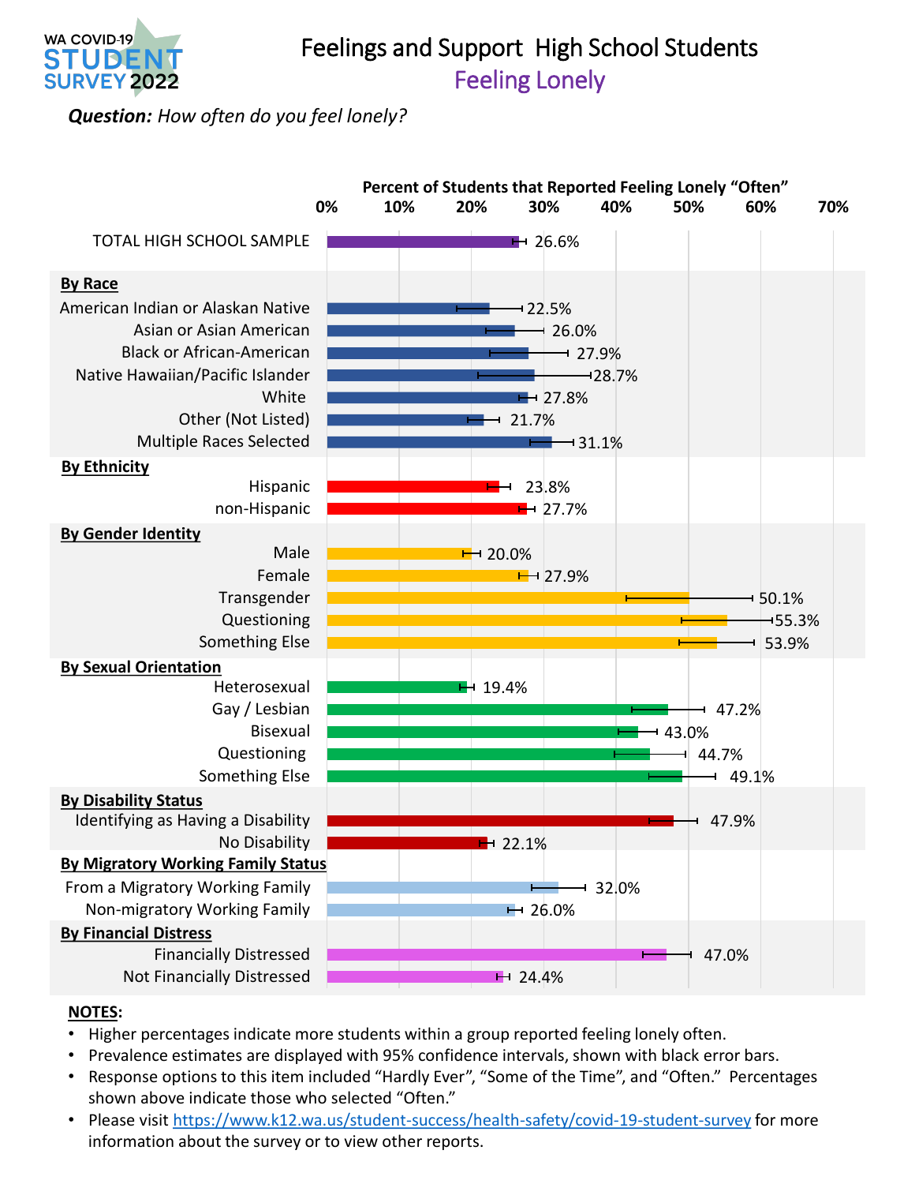WA COVID-19 STUDENT SURVEY 2022

# Feelings and Support High School Students

## Feeling Lonely

***Question:*** *How often do you feel lonely?*

Percent of Students that Reported Feeling Lonely "Often"

0% 10% 20% 30% 40% 50% 60% 70%

TOTAL HIGH SCHOOL SAMPLE 26.6%

**By Race**

American Indian or Alaskan Native 22.5%
Asian or Asian American 26.0%
Black or African-American 27.9%
Native Hawaiian/Pacific Islander 28.7%
White 27.8%
Other (Not Listed) 21.7%
Multiple Races Selected 31.1%

**By Ethnicity**

Hispanic 23.8%
non-Hispanic 27.7%

**By Gender Identity**

Male 20.0%
Female 27.9%
Transgender 50.1%
Questioning 55.3%
Something Else 53.9%

**By Sexual Orientation**

Heterosexual 19.4%
Gay / Lesbian 47.2%
Bisexual 43.0%
Questioning 44.7%
Something Else 49.1%

**By Disability Status**

Identifying as Having a Disability 47.9%
No Disability 22.1%

**By Migratory Working Family Status**

From a Migratory Working Family 32.0%
Non-migratory Working Family 26.0%

**By Financial Distress**

Financially Distressed 47.0%
Not Financially Distressed 24.4%

**NOTES:**

- Higher percentages indicate more students within a group reported feeling lonely often.
- Prevalence estimates are displayed with 95% confidence intervals, shown with black error bars.
- Response options to this item included "Hardly Ever", "Some of the Time", and "Often." Percentages shown above indicate those who selected "Often."
- Please visit https://www.k12.wa.us/student-success/health-safety/covid-19-student-survey for more information about the survey or to view other reports.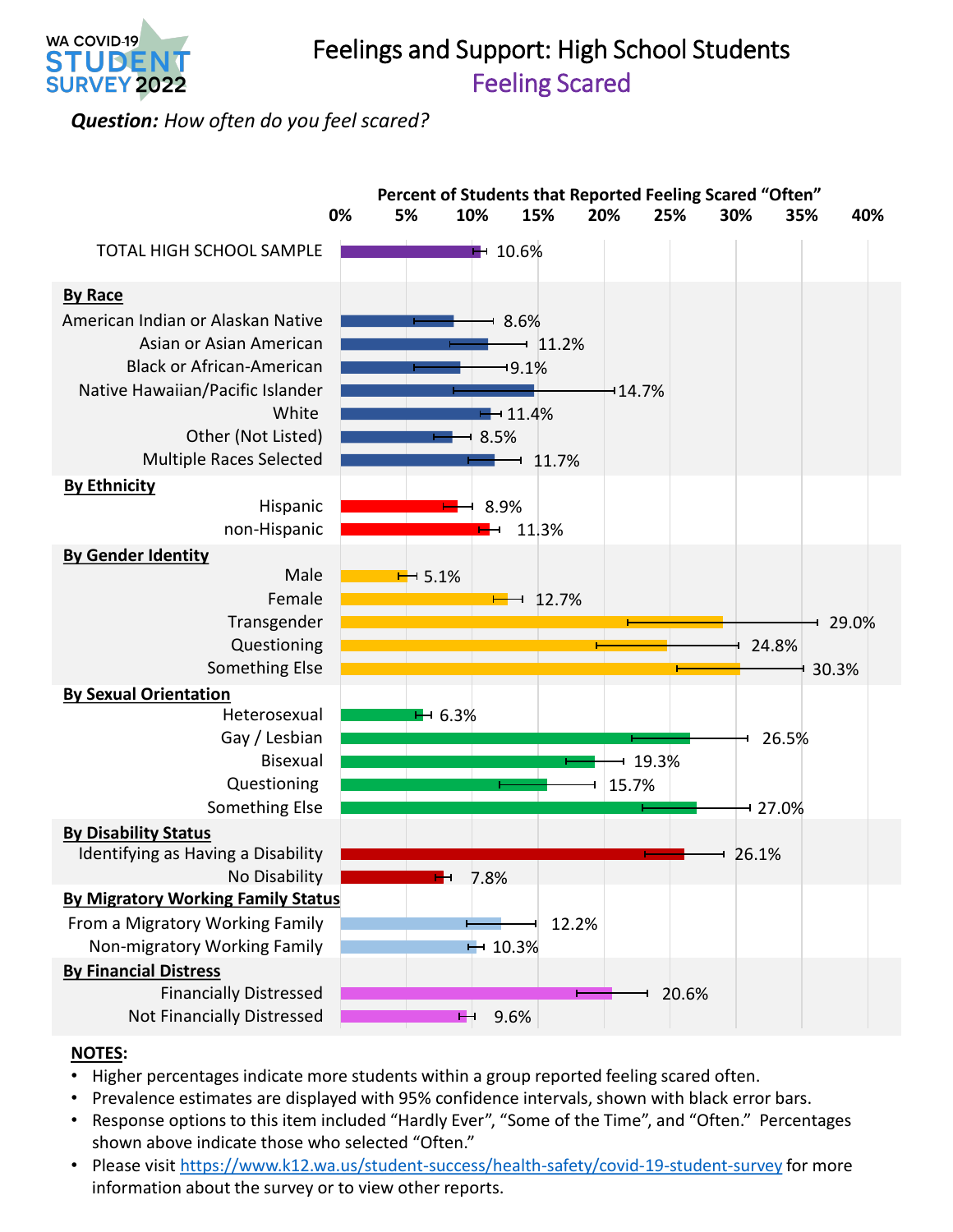WA COVID-19 STUDENT SURVEY 2022

# Feelings and Support: High School Students

## Feeling Scared

***Question:*** *How often do you feel scared?*

**Percent of Students that Reported Feeling Scared "Often"**

0% 5% 10% 15% 20% 25% 30% 35% 40%

TOTAL HIGH SCHOOL SAMPLE 10.6%

**By Race**

American Indian or Alaskan Native 8.6%
Asian or Asian American 11.2%
Black or African-American 9.1%
Native Hawaiian/Pacific Islander 14.7%
White 11.4%
Other (Not Listed) 8.5%
Multiple Races Selected 11.7%

**By Ethnicity**

Hispanic 8.9%
non-Hispanic 11.3%

**By Gender Identity**

Male 5.1%
Female 12.7%
Transgender 29.0%
Questioning 24.8%
Something Else 30.3%

**By Sexual Orientation**

Heterosexual 6.3%
Gay / Lesbian 26.5%
Bisexual 19.3%
Questioning 15.7%
Something Else 27.0%

**By Disability Status**

Identifying as Having a Disability 26.1%
No Disability 7.8%

**By Migratory Working Family Status**

From a Migratory Working Family 12.2%
Non-migratory Working Family 10.3%

**By Financial Distress**

Financially Distressed 20.6%
Not Financially Distressed 9.6%

**NOTES:**

- Higher percentages indicate more students within a group reported feeling scared often.
- Prevalence estimates are displayed with 95% confidence intervals, shown with black error bars.
- Response options to this item included "Hardly Ever", "Some of the Time", and "Often." Percentages shown above indicate those who selected "Often."
- Please visit https://www.k12.wa.us/student-success/health-safety/covid-19-student-survey for more information about the survey or to view other reports.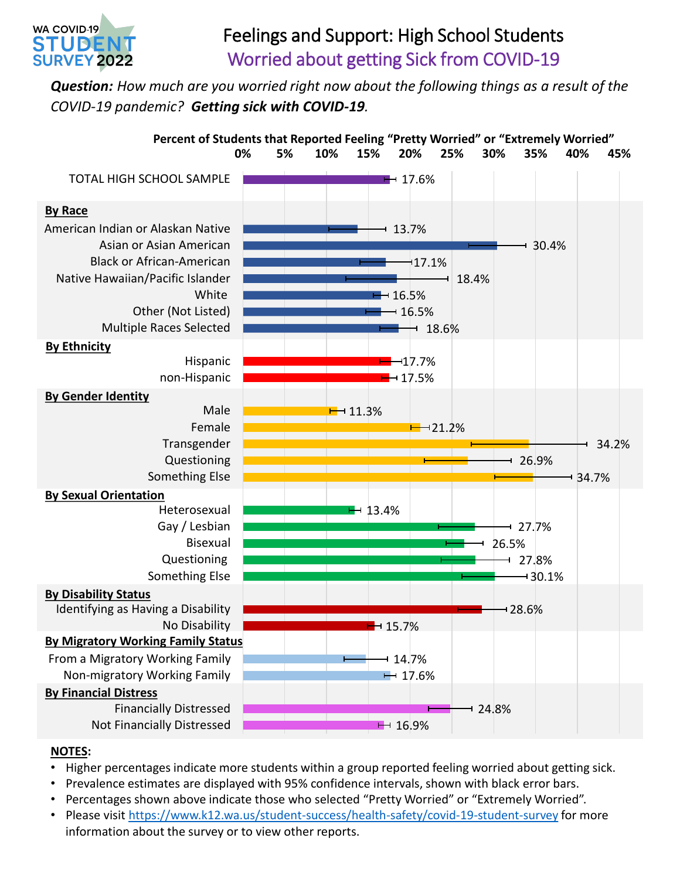WA COVID-19 STUDENT SURVEY 2022

# Feelings and Support: High School Students

## Worried about getting Sick from COVID-19

***Question:*** *How much are you worried right now about the following things as a result of the COVID-19 pandemic?* ***Getting sick with COVID-19****.*

**Percent of Students that Reported Feeling "Pretty Worried" or "Extremely Worried"**

0% 5% 10% 15% 20% 25% 30% 35% 40% 45%

TOTAL HIGH SCHOOL SAMPLE 17.6%

**By Race**

American Indian or Alaskan Native 13.7%

Asian or Asian American 30.4%

Black or African-American 17.1%

Native Hawaiian/Pacific Islander 18.4%

White 16.5%

Other (Not Listed) 16.5%

Multiple Races Selected 18.6%

**By Ethnicity**

Hispanic 17.7%

non-Hispanic 17.5%

**By Gender Identity**

Male 11.3%

Female 21.2%

Transgender 34.2%

Questioning 26.9%

Something Else 34.7%

**By Sexual Orientation**

Heterosexual 13.4%

Gay / Lesbian 27.7%

Bisexual 26.5%

Questioning 27.8%

Something Else 30.1%

**By Disability Status**

Identifying as Having a Disability 28.6%

No Disability 15.7%

**By Migratory Working Family Status**

From a Migratory Working Family 14.7%

Non-migratory Working Family 17.6%

**By Financial Distress**

Financially Distressed 24.8%

Not Financially Distressed 16.9%

**NOTES:**

- Higher percentages indicate more students within a group reported feeling worried about getting sick.
- Prevalence estimates are displayed with 95% confidence intervals, shown with black error bars.
- Percentages shown above indicate those who selected "Pretty Worried" or "Extremely Worried".
- Please visit https://www.k12.wa.us/student-success/health-safety/covid-19-student-survey for more information about the survey or to view other reports.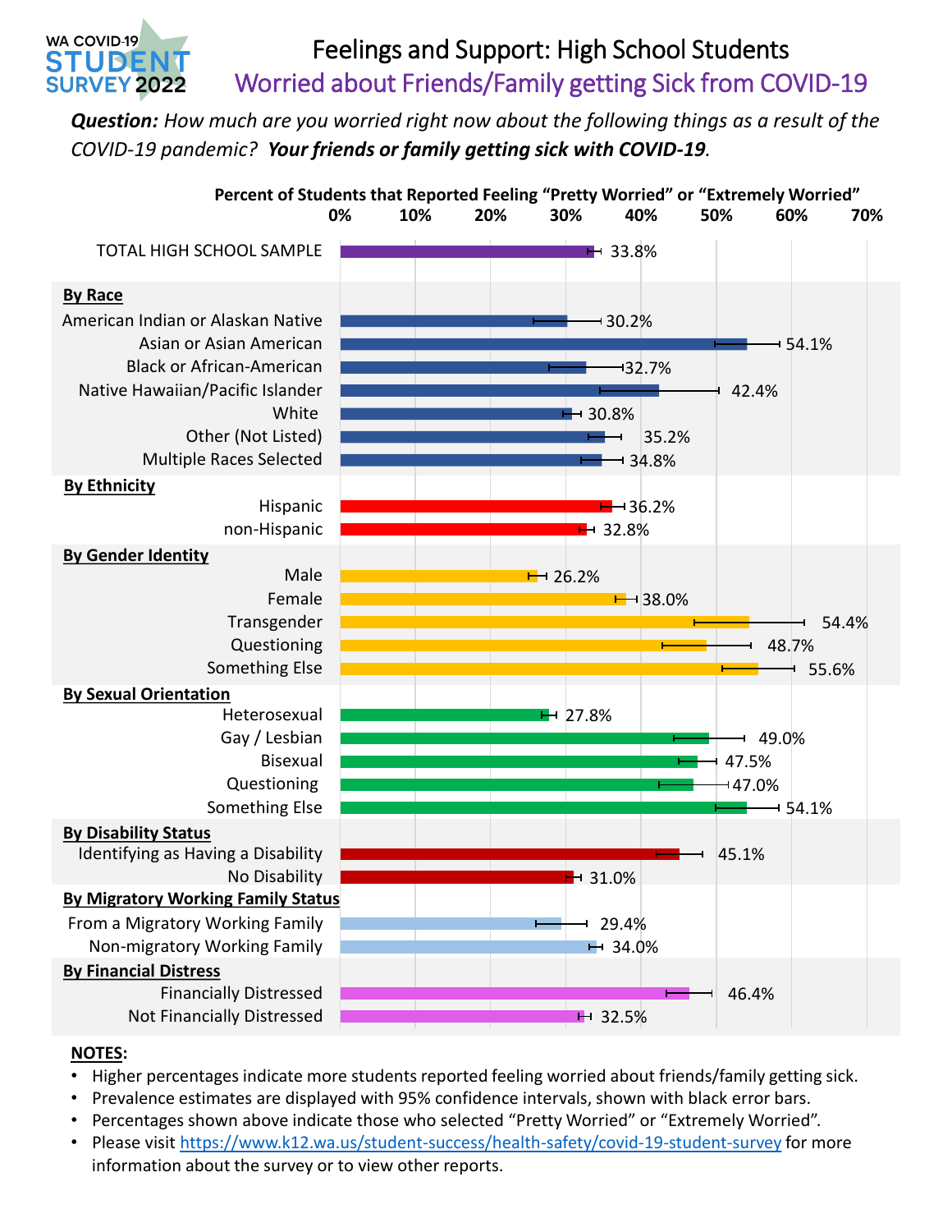WA COVID-19 STUDENT SURVEY 2022

# Feelings and Support: High School Students

## Worried about Friends/Family getting Sick from COVID-19

***Question:*** *How much are you worried right now about the following things as a result of the COVID-19 pandemic?* ***Your friends or family getting sick with COVID-19****.*

**Percent of Students that Reported Feeling “Pretty Worried” or “Extremely Worried”**

0% 10% 20% 30% 40% 50% 60% 70%

TOTAL HIGH SCHOOL SAMPLE 33.8%

**By Race**

American Indian or Alaskan Native 30.2%
Asian or Asian American 54.1%
Black or African-American 32.7%
Native Hawaiian/Pacific Islander 42.4%
White 30.8%
Other (Not Listed) 35.2%
Multiple Races Selected 34.8%

**By Ethnicity**

Hispanic 36.2%
non-Hispanic 32.8%

**By Gender Identity**

Male 26.2%
Female 38.0%
Transgender 54.4%
Questioning 48.7%
Something Else 55.6%

**By Sexual Orientation**

Heterosexual 27.8%
Gay / Lesbian 49.0%
Bisexual 47.5%
Questioning 47.0%
Something Else 54.1%

**By Disability Status**

Identifying as Having a Disability 45.1%
No Disability 31.0%

**By Migratory Working Family Status**

From a Migratory Working Family 29.4%
Non-migratory Working Family 34.0%

**By Financial Distress**

Financially Distressed 46.4%
Not Financially Distressed 32.5%

**NOTES:**

- Higher percentages indicate more students reported feeling worried about friends/family getting sick.
- Prevalence estimates are displayed with 95% confidence intervals, shown with black error bars.
- Percentages shown above indicate those who selected “Pretty Worried” or “Extremely Worried”.
- Please visit https://www.k12.wa.us/student-success/health-safety/covid-19-student-survey for more information about the survey or to view other reports.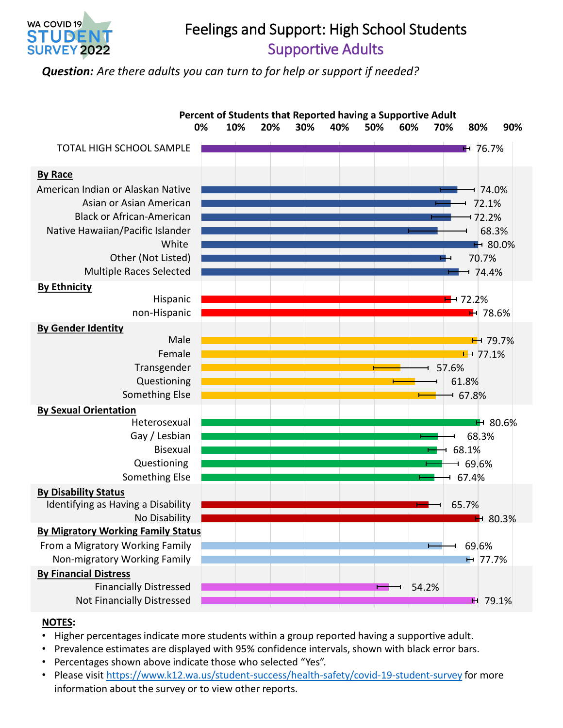WA COVID-19 STUDENT SURVEY 2022

# Feelings and Support: High School Students

## Supportive Adults

***Question:*** *Are there adults you can turn to for help or support if needed?*

Percent of Students that Reported having a Supportive Adult

0% 10% 20% 30% 40% 50% 60% 70% 80% 90%

TOTAL HIGH SCHOOL SAMPLE 76.7%

**By Race**

American Indian or Alaskan Native 74.0%

Asian or Asian American 72.1%

Black or African-American 72.2%

Native Hawaiian/Pacific Islander 68.3%

White 80.0%

Other (Not Listed) 70.7%

Multiple Races Selected 74.4%

**By Ethnicity**

Hispanic 72.2%

non-Hispanic 78.6%

**By Gender Identity**

Male 79.7%

Female 77.1%

Transgender 57.6%

Questioning 61.8%

Something Else 67.8%

**By Sexual Orientation**

Heterosexual 80.6%

Gay / Lesbian 68.3%

Bisexual 68.1%

Questioning 69.6%

Something Else 67.4%

**By Disability Status**

Identifying as Having a Disability 65.7%

No Disability 80.3%

**By Migratory Working Family Status**

From a Migratory Working Family 69.6%

Non-migratory Working Family 77.7%

**By Financial Distress**

Financially Distressed 54.2%

Not Financially Distressed 79.1%

**NOTES:**

- Higher percentages indicate more students within a group reported having a supportive adult.
- Prevalence estimates are displayed with 95% confidence intervals, shown with black error bars.
- Percentages shown above indicate those who selected "Yes".
- Please visit https://www.k12.wa.us/student-success/health-safety/covid-19-student-survey for more information about the survey or to view other reports.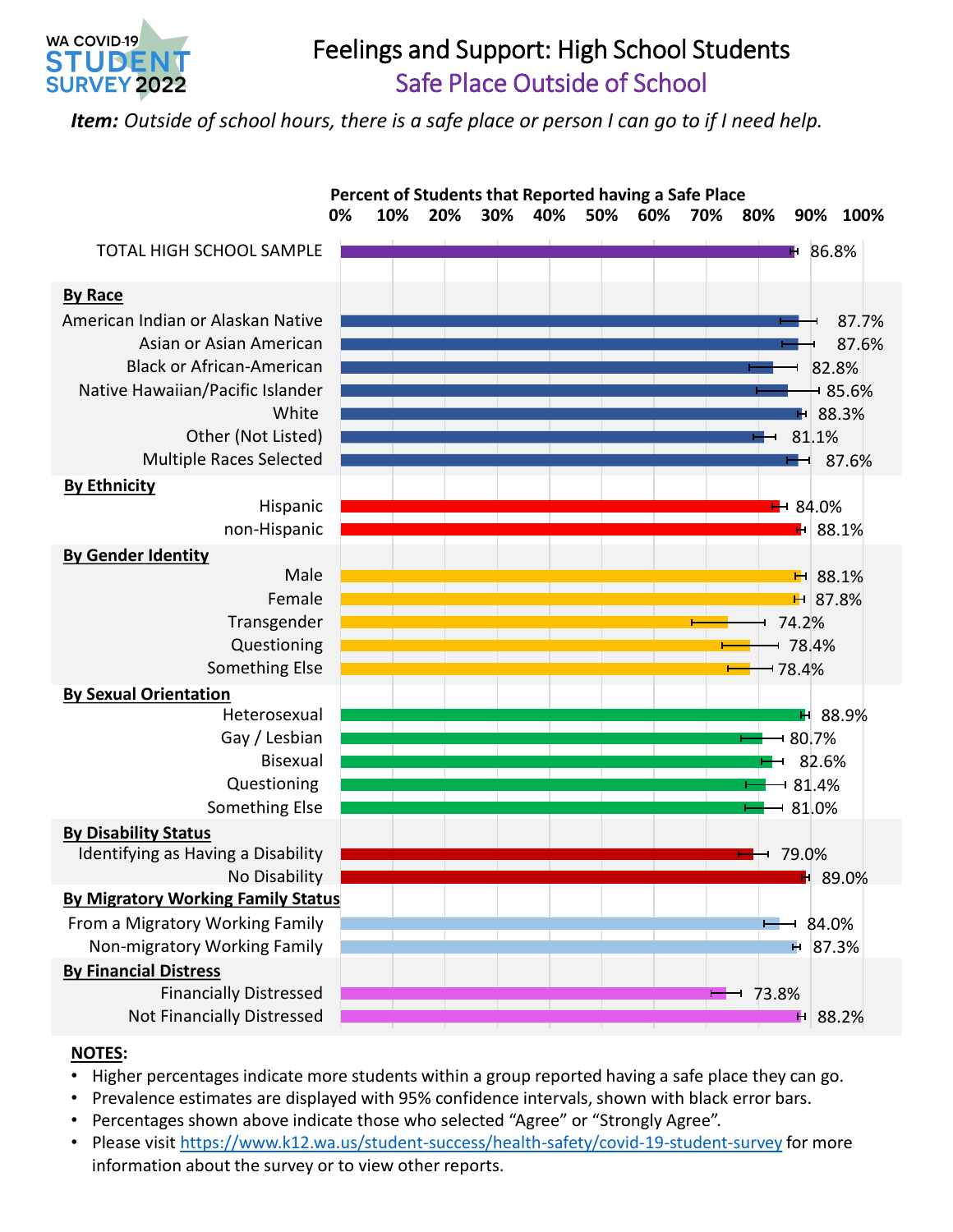WA COVID-19 STUDENT SURVEY 2022

# Feelings and Support: High School Students

## Safe Place Outside of School

***Item:*** *Outside of school hours, there is a safe place or person I can go to if I need help.*

**Percent of Students that Reported having a Safe Place**

0% 10% 20% 30% 40% 50% 60% 70% 80% 90% 100%

TOTAL HIGH SCHOOL SAMPLE 86.8%

**By Race**

American Indian or Alaskan Native 87.7%
Asian or Asian American 87.6%
Black or African-American 82.8%
Native Hawaiian/Pacific Islander 85.6%
White 88.3%
Other (Not Listed) 81.1%
Multiple Races Selected 87.6%

**By Ethnicity**

Hispanic 84.0%
non-Hispanic 88.1%

**By Gender Identity**

Male 88.1%
Female 87.8%
Transgender 74.2%
Questioning 78.4%
Something Else 78.4%

**By Sexual Orientation**

Heterosexual 88.9%
Gay / Lesbian 80.7%
Bisexual 82.6%
Questioning 81.4%
Something Else 81.0%

**By Disability Status**

Identifying as Having a Disability 79.0%
No Disability 89.0%

**By Migratory Working Family Status**

From a Migratory Working Family 84.0%
Non-migratory Working Family 87.3%

**By Financial Distress**

Financially Distressed 73.8%
Not Financially Distressed 88.2%

**NOTES:**

- Higher percentages indicate more students within a group reported having a safe place they can go.
- Prevalence estimates are displayed with 95% confidence intervals, shown with black error bars.
- Percentages shown above indicate those who selected "Agree" or "Strongly Agree".
- Please visit https://www.k12.wa.us/student-success/health-safety/covid-19-student-survey for more information about the survey or to view other reports.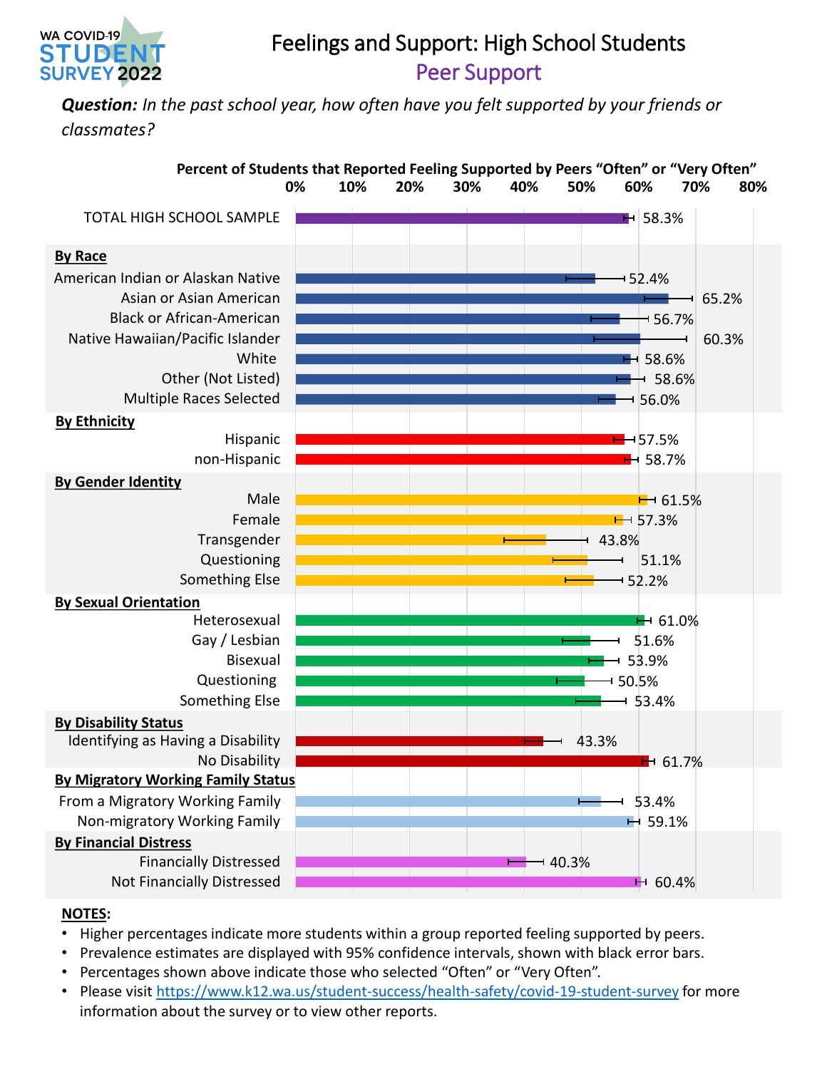WA COVID-19 STUDENT SURVEY 2022

# Feelings and Support: High School Students

## Peer Support

***Question:*** *In the past school year, how often have you felt supported by your friends or classmates?*

**Percent of Students that Reported Feeling Supported by Peers "Often" or "Very Often"**

0% 10% 20% 30% 40% 50% 60% 70% 80%

TOTAL HIGH SCHOOL SAMPLE 58.3%

**By Race**

American Indian or Alaskan Native 52.4%
Asian or Asian American 65.2%
Black or African-American 56.7%
Native Hawaiian/Pacific Islander 60.3%
White 58.6%
Other (Not Listed) 58.6%
Multiple Races Selected 56.0%

**By Ethnicity**

Hispanic 57.5%
non-Hispanic 58.7%

**By Gender Identity**

Male 61.5%
Female 57.3%
Transgender 43.8%
Questioning 51.1%
Something Else 52.2%

**By Sexual Orientation**

Heterosexual 61.0%
Gay / Lesbian 51.6%
Bisexual 53.9%
Questioning 50.5%
Something Else 53.4%

**By Disability Status**

Identifying as Having a Disability 43.3%
No Disability 61.7%

**By Migratory Working Family Status**

From a Migratory Working Family 53.4%
Non-migratory Working Family 59.1%

**By Financial Distress**

Financially Distressed 40.3%
Not Financially Distressed 60.4%

**NOTES:**

- Higher percentages indicate more students within a group reported feeling supported by peers.
- Prevalence estimates are displayed with 95% confidence intervals, shown with black error bars.
- Percentages shown above indicate those who selected "Often" or "Very Often".
- Please visit https://www.k12.wa.us/student-success/health-safety/covid-19-student-survey for more information about the survey or to view other reports.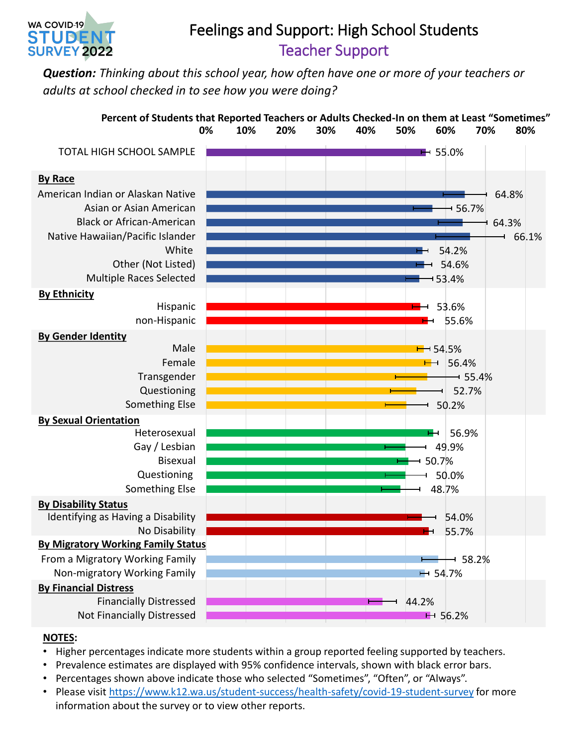WA COVID-19 STUDENT SURVEY 2022

# Feelings and Support: High School Students

## Teacher Support

***Question:*** *Thinking about this school year, how often have one or more of your teachers or adults at school checked in to see how you were doing?*

**Percent of Students that Reported Teachers or Adults Checked-In on them at Least "Sometimes"**

0% 10% 20% 30% 40% 50% 60% 70% 80%

TOTAL HIGH SCHOOL SAMPLE 55.0%

**By Race**

American Indian or Alaskan Native 64.8%
Asian or Asian American 56.7%
Black or African-American 64.3%
Native Hawaiian/Pacific Islander 66.1%
White 54.2%
Other (Not Listed) 54.6%
Multiple Races Selected 53.4%

**By Ethnicity**

Hispanic 53.6%
non-Hispanic 55.6%

**By Gender Identity**

Male 54.5%
Female 56.4%
Transgender 55.4%
Questioning 52.7%
Something Else 50.2%

**By Sexual Orientation**

Heterosexual 56.9%
Gay / Lesbian 49.9%
Bisexual 50.7%
Questioning 50.0%
Something Else 48.7%

**By Disability Status**

Identifying as Having a Disability 54.0%
No Disability 55.7%

**By Migratory Working Family Status**

From a Migratory Working Family 58.2%
Non-migratory Working Family 54.7%

**By Financial Distress**

Financially Distressed 44.2%
Not Financially Distressed 56.2%

**NOTES:**

- Higher percentages indicate more students within a group reported feeling supported by teachers.
- Prevalence estimates are displayed with 95% confidence intervals, shown with black error bars.
- Percentages shown above indicate those who selected "Sometimes", "Often", or "Always".
- Please visit https://www.k12.wa.us/student-success/health-safety/covid-19-student-survey for more information about the survey or to view other reports.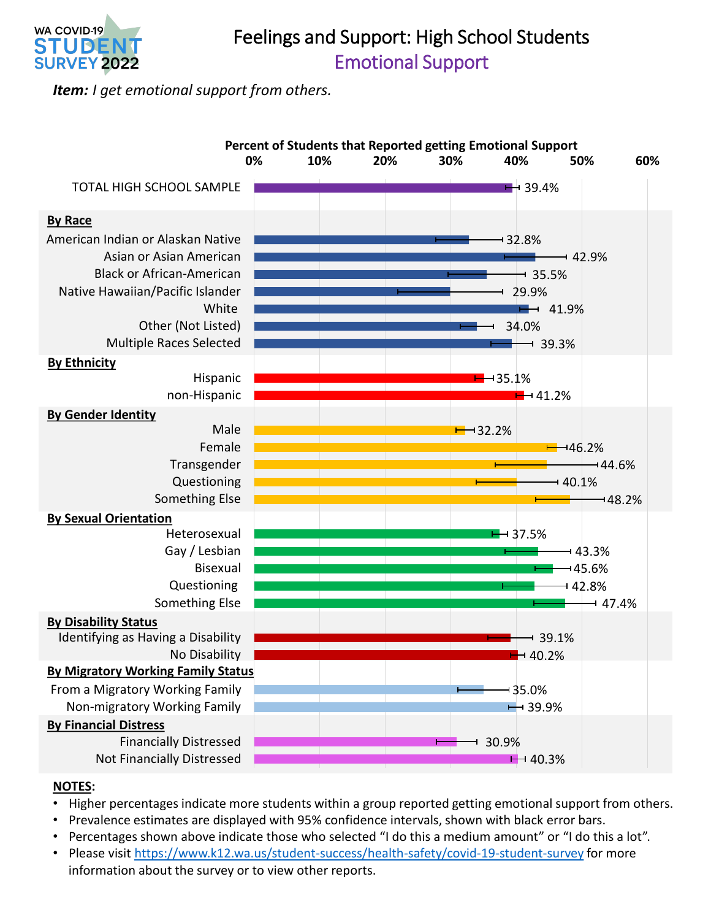WA COVID-19 STUDENT SURVEY 2022

# Feelings and Support: High School Students

## Emotional Support

***Item:*** *I get emotional support from others.*

**Percent of Students that Reported getting Emotional Support**

0% 10% 20% 30% 40% 50% 60%

TOTAL HIGH SCHOOL SAMPLE 39.4%

**By Race**

American Indian or Alaskan Native 32.8%
Asian or Asian American 42.9%
Black or African-American 35.5%
Native Hawaiian/Pacific Islander 29.9%
White 41.9%
Other (Not Listed) 34.0%
Multiple Races Selected 39.3%

**By Ethnicity**

Hispanic 35.1%
non-Hispanic 41.2%

**By Gender Identity**

Male 32.2%
Female 46.2%
Transgender 44.6%
Questioning 40.1%
Something Else 48.2%

**By Sexual Orientation**

Heterosexual 37.5%
Gay / Lesbian 43.3%
Bisexual 45.6%
Questioning 42.8%
Something Else 47.4%

**By Disability Status**

Identifying as Having a Disability 39.1%
No Disability 40.2%

**By Migratory Working Family Status**

From a Migratory Working Family 35.0%
Non-migratory Working Family 39.9%

**By Financial Distress**

Financially Distressed 30.9%
Not Financially Distressed 40.3%

**NOTES:**

- Higher percentages indicate more students within a group reported getting emotional support from others.
- Prevalence estimates are displayed with 95% confidence intervals, shown with black error bars.
- Percentages shown above indicate those who selected "I do this a medium amount" or "I do this a lot".
- Please visit https://www.k12.wa.us/student-success/health-safety/covid-19-student-survey for more information about the survey or to view other reports.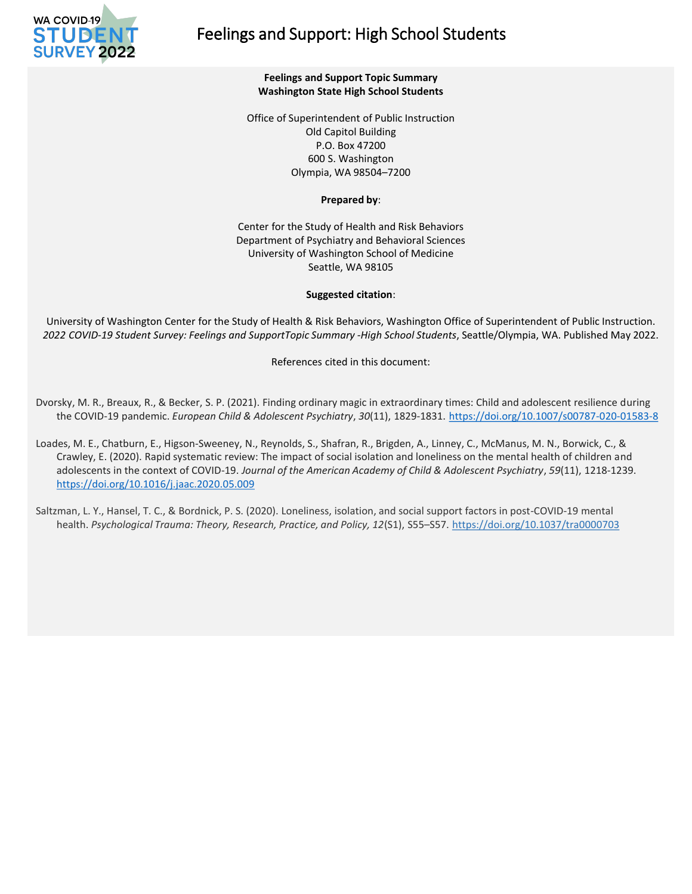**Feelings and Support Topic Summary**
**Washington State High School Students**

Office of Superintendent of Public Instruction
Old Capitol Building
P.O. Box 47200
600 S. Washington
Olympia, WA 98504–7200

**Prepared by**:

Center for the Study of Health and Risk Behaviors
Department of Psychiatry and Behavioral Sciences
University of Washington School of Medicine
Seattle, WA 98105

**Suggested citation**:

University of Washington Center for the Study of Health & Risk Behaviors, Washington Office of Superintendent of Public Instruction. *2022 COVID-19 Student Survey: Feelings and SupportTopic Summary -High School Students*, Seattle/Olympia, WA. Published May 2022.

References cited in this document:

Dvorsky, M. R., Breaux, R., & Becker, S. P. (2021). Finding ordinary magic in extraordinary times: Child and adolescent resilience during the COVID-19 pandemic. *European Child & Adolescent Psychiatry*, *30*(11), 1829-1831. https://doi.org/10.1007/s00787-020-01583-8

Loades, M. E., Chatburn, E., Higson-Sweeney, N., Reynolds, S., Shafran, R., Brigden, A., Linney, C., McManus, M. N., Borwick, C., & Crawley, E. (2020). Rapid systematic review: The impact of social isolation and loneliness on the mental health of children and adolescents in the context of COVID-19. *Journal of the American Academy of Child & Adolescent Psychiatry*, *59*(11), 1218-1239. https://doi.org/10.1016/j.jaac.2020.05.009

Saltzman, L. Y., Hansel, T. C., & Bordnick, P. S. (2020). Loneliness, isolation, and social support factors in post-COVID-19 mental health. *Psychological Trauma: Theory, Research, Practice, and Policy, 12*(S1), S55–S57. https://doi.org/10.1037/tra0000703